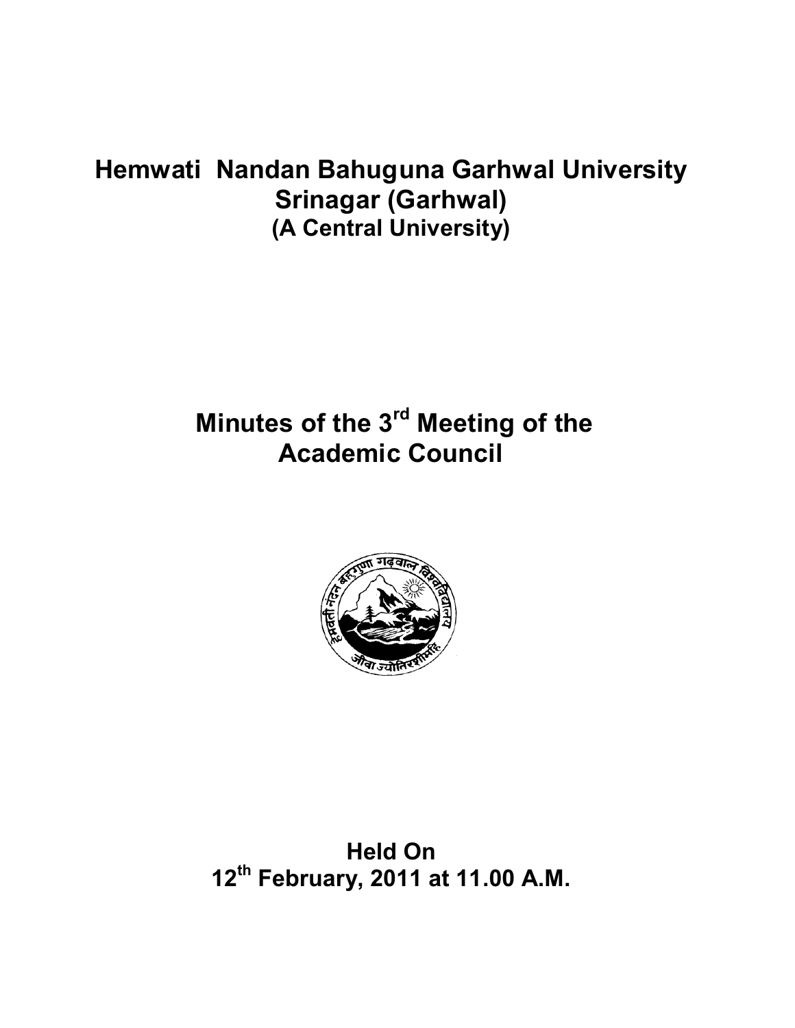# Hemwati Nandan Bahuguna Garhwal University
## Srinagar (Garhwal)
### (A Central University)

# Minutes of the 3rd Meeting of the Academic Council

**Held On**
**12th February, 2011 at 11.00 A.M.**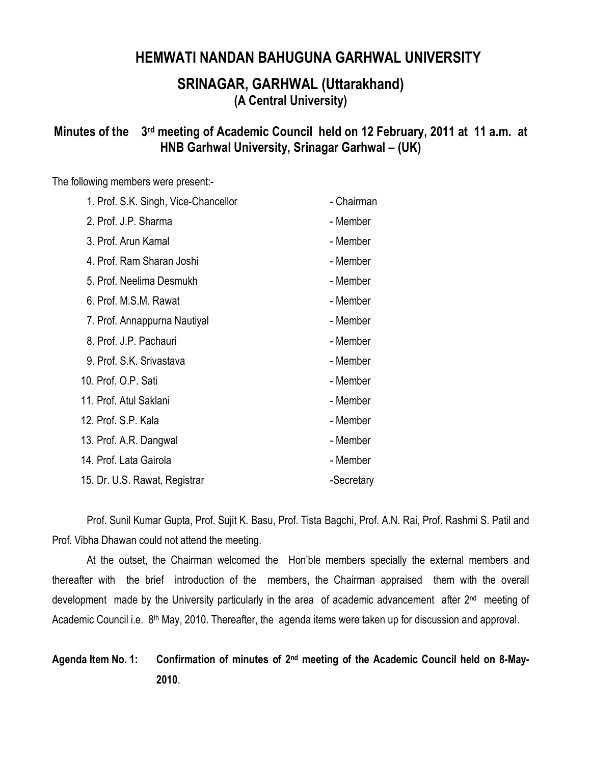# HEMWATI NANDAN BAHUGUNA GARHWAL UNIVERSITY

## SRINAGAR, GARHWAL (Uttarakhand)

### (A Central University)

**Minutes of the 3rd meeting of Academic Council held on 12 February, 2011 at 11 a.m. at HNB Garhwal University, Srinagar Garhwal – (UK)**

The following members were present:-

| | |
|---|---|
| 1. Prof. S.K. Singh, Vice-Chancellor | - Chairman |
| 2. Prof. J.P. Sharma | - Member |
| 3. Prof. Arun Kamal | - Member |
| 4. Prof. Ram Sharan Joshi | - Member |
| 5. Prof. Neelima Desmukh | - Member |
| 6. Prof. M.S.M. Rawat | - Member |
| 7. Prof. Annappurna Nautiyal | - Member |
| 8. Prof. J.P. Pachauri | - Member |
| 9. Prof. S.K. Srivastava | - Member |
| 10. Prof. O.P. Sati | - Member |
| 11. Prof. Atul Saklani | - Member |
| 12. Prof. S.P. Kala | - Member |
| 13. Prof. A.R. Dangwal | - Member |
| 14. Prof. Lata Gairola | - Member |
| 15. Dr. U.S. Rawat, Registrar | -Secretary |

Prof. Sunil Kumar Gupta, Prof. Sujit K. Basu, Prof. Tista Bagchi, Prof. A.N. Rai, Prof. Rashmi S. Patil and Prof. Vibha Dhawan could not attend the meeting.

At the outset, the Chairman welcomed the Hon'ble members specially the external members and thereafter with the brief introduction of the members, the Chairman appraised them with the overall development made by the University particularly in the area of academic advancement after 2nd meeting of Academic Council i.e. 8th May, 2010. Thereafter, the agenda items were taken up for discussion and approval.

**Agenda Item No. 1: Confirmation of minutes of 2nd meeting of the Academic Council held on 8-May-2010**.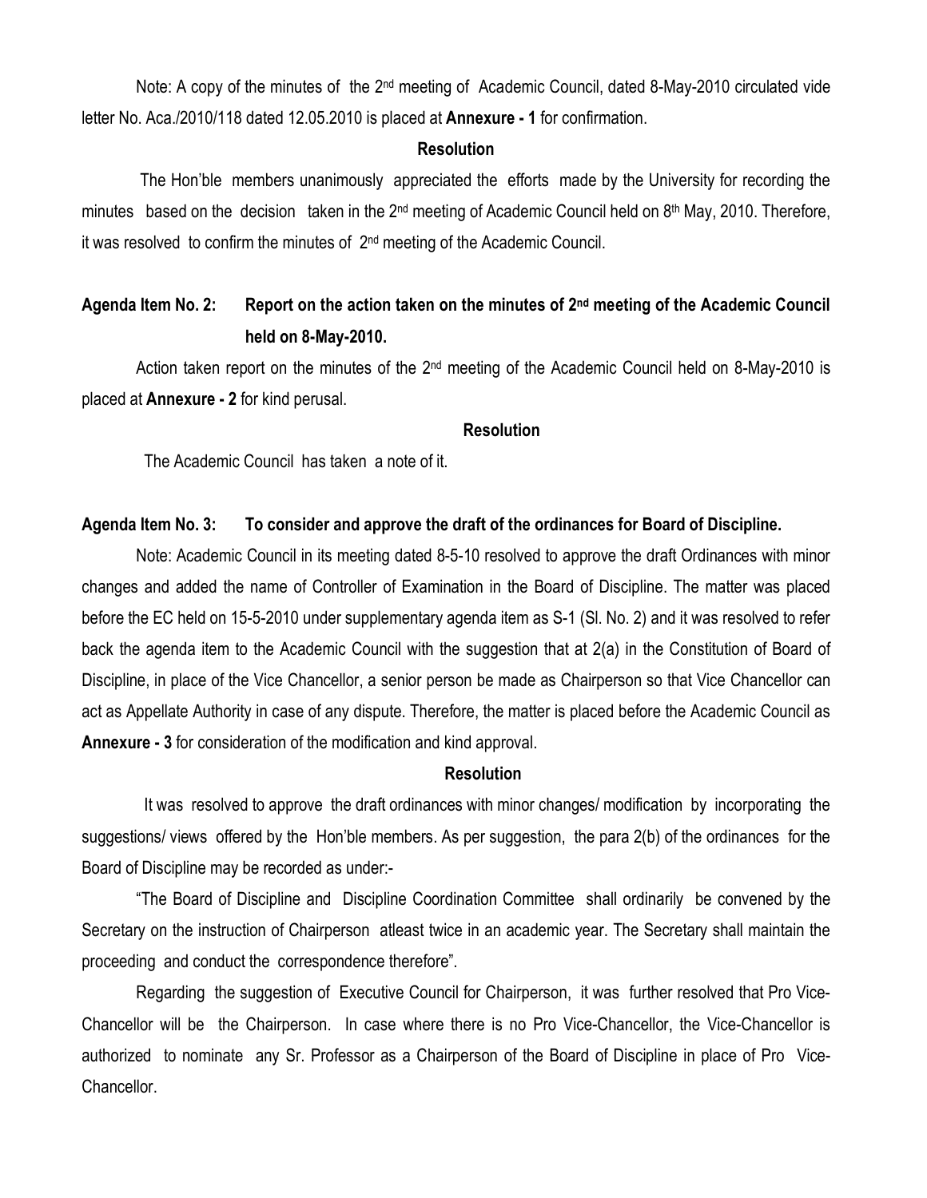Note: A copy of the minutes of the 2nd meeting of Academic Council, dated 8-May-2010 circulated vide letter No. Aca./2010/118 dated 12.05.2010 is placed at **Annexure - 1** for confirmation.

**Resolution**

The Hon'ble members unanimously appreciated the efforts made by the University for recording the minutes based on the decision taken in the 2nd meeting of Academic Council held on 8th May, 2010. Therefore, it was resolved to confirm the minutes of 2nd meeting of the Academic Council.

**Agenda Item No. 2: Report on the action taken on the minutes of 2nd meeting of the Academic Council held on 8-May-2010.**

Action taken report on the minutes of the 2nd meeting of the Academic Council held on 8-May-2010 is placed at **Annexure - 2** for kind perusal.

**Resolution**

The Academic Council has taken a note of it.

**Agenda Item No. 3: To consider and approve the draft of the ordinances for Board of Discipline.**

Note: Academic Council in its meeting dated 8-5-10 resolved to approve the draft Ordinances with minor changes and added the name of Controller of Examination in the Board of Discipline. The matter was placed before the EC held on 15-5-2010 under supplementary agenda item as S-1 (Sl. No. 2) and it was resolved to refer back the agenda item to the Academic Council with the suggestion that at 2(a) in the Constitution of Board of Discipline, in place of the Vice Chancellor, a senior person be made as Chairperson so that Vice Chancellor can act as Appellate Authority in case of any dispute. Therefore, the matter is placed before the Academic Council as **Annexure - 3** for consideration of the modification and kind approval.

**Resolution**

It was resolved to approve the draft ordinances with minor changes/ modification by incorporating the suggestions/ views offered by the Hon'ble members. As per suggestion, the para 2(b) of the ordinances for the Board of Discipline may be recorded as under:-

"The Board of Discipline and Discipline Coordination Committee shall ordinarily be convened by the Secretary on the instruction of Chairperson atleast twice in an academic year. The Secretary shall maintain the proceeding and conduct the correspondence therefore".

Regarding the suggestion of Executive Council for Chairperson, it was further resolved that Pro Vice-Chancellor will be the Chairperson. In case where there is no Pro Vice-Chancellor, the Vice-Chancellor is authorized to nominate any Sr. Professor as a Chairperson of the Board of Discipline in place of Pro Vice-Chancellor.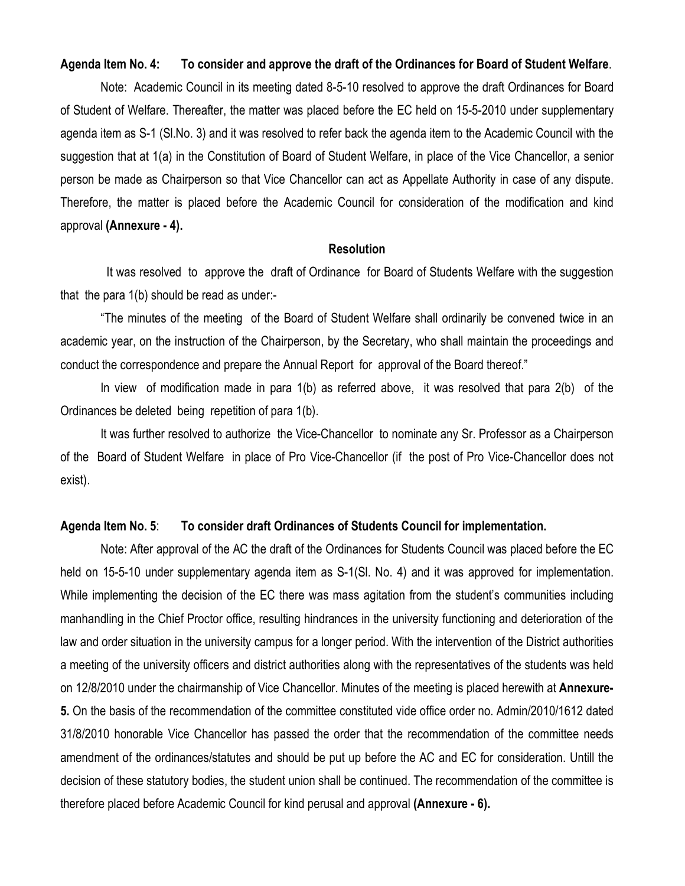**Agenda Item No. 4: To consider and approve the draft of the Ordinances for Board of Student Welfare**.

Note: Academic Council in its meeting dated 8-5-10 resolved to approve the draft Ordinances for Board of Student of Welfare. Thereafter, the matter was placed before the EC held on 15-5-2010 under supplementary agenda item as S-1 (Sl.No. 3) and it was resolved to refer back the agenda item to the Academic Council with the suggestion that at 1(a) in the Constitution of Board of Student Welfare, in place of the Vice Chancellor, a senior person be made as Chairperson so that Vice Chancellor can act as Appellate Authority in case of any dispute. Therefore, the matter is placed before the Academic Council for consideration of the modification and kind approval **(Annexure - 4).**

**Resolution**

It was resolved to approve the draft of Ordinance for Board of Students Welfare with the suggestion that the para 1(b) should be read as under:-

"The minutes of the meeting of the Board of Student Welfare shall ordinarily be convened twice in an academic year, on the instruction of the Chairperson, by the Secretary, who shall maintain the proceedings and conduct the correspondence and prepare the Annual Report for approval of the Board thereof."

In view of modification made in para 1(b) as referred above, it was resolved that para 2(b) of the Ordinances be deleted being repetition of para 1(b).

It was further resolved to authorize the Vice-Chancellor to nominate any Sr. Professor as a Chairperson of the Board of Student Welfare in place of Pro Vice-Chancellor (if the post of Pro Vice-Chancellor does not exist).

**Agenda Item No. 5**: **To consider draft Ordinances of Students Council for implementation.**

Note: After approval of the AC the draft of the Ordinances for Students Council was placed before the EC held on 15-5-10 under supplementary agenda item as S-1(Sl. No. 4) and it was approved for implementation. While implementing the decision of the EC there was mass agitation from the student's communities including manhandling in the Chief Proctor office, resulting hindrances in the university functioning and deterioration of the law and order situation in the university campus for a longer period. With the intervention of the District authorities a meeting of the university officers and district authorities along with the representatives of the students was held on 12/8/2010 under the chairmanship of Vice Chancellor. Minutes of the meeting is placed herewith at **Annexure-5.** On the basis of the recommendation of the committee constituted vide office order no. Admin/2010/1612 dated 31/8/2010 honorable Vice Chancellor has passed the order that the recommendation of the committee needs amendment of the ordinances/statutes and should be put up before the AC and EC for consideration. Untill the decision of these statutory bodies, the student union shall be continued. The recommendation of the committee is therefore placed before Academic Council for kind perusal and approval **(Annexure - 6).**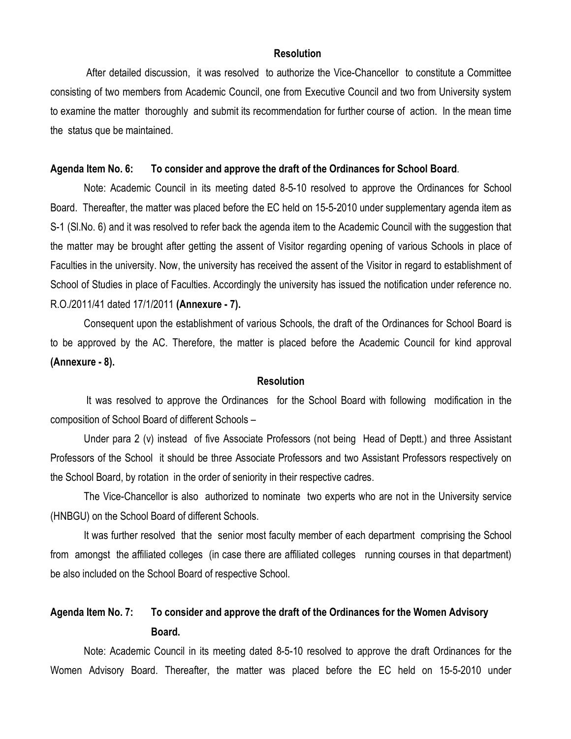**Resolution**

After detailed discussion, it was resolved to authorize the Vice-Chancellor to constitute a Committee consisting of two members from Academic Council, one from Executive Council and two from University system to examine the matter thoroughly and submit its recommendation for further course of action. In the mean time the status que be maintained.

**Agenda Item No. 6: To consider and approve the draft of the Ordinances for School Board**.

Note: Academic Council in its meeting dated 8-5-10 resolved to approve the Ordinances for School Board. Thereafter, the matter was placed before the EC held on 15-5-2010 under supplementary agenda item as S-1 (Sl.No. 6) and it was resolved to refer back the agenda item to the Academic Council with the suggestion that the matter may be brought after getting the assent of Visitor regarding opening of various Schools in place of Faculties in the university. Now, the university has received the assent of the Visitor in regard to establishment of School of Studies in place of Faculties. Accordingly the university has issued the notification under reference no. R.O./2011/41 dated 17/1/2011 **(Annexure - 7).**

Consequent upon the establishment of various Schools, the draft of the Ordinances for School Board is to be approved by the AC. Therefore, the matter is placed before the Academic Council for kind approval **(Annexure - 8).**

**Resolution**

It was resolved to approve the Ordinances for the School Board with following modification in the composition of School Board of different Schools –

Under para 2 (v) instead of five Associate Professors (not being Head of Deptt.) and three Assistant Professors of the School it should be three Associate Professors and two Assistant Professors respectively on the School Board, by rotation in the order of seniority in their respective cadres.

The Vice-Chancellor is also authorized to nominate two experts who are not in the University service (HNBGU) on the School Board of different Schools.

It was further resolved that the senior most faculty member of each department comprising the School from amongst the affiliated colleges (in case there are affiliated colleges running courses in that department) be also included on the School Board of respective School.

**Agenda Item No. 7: To consider and approve the draft of the Ordinances for the Women Advisory Board.**

Note: Academic Council in its meeting dated 8-5-10 resolved to approve the draft Ordinances for the Women Advisory Board. Thereafter, the matter was placed before the EC held on 15-5-2010 under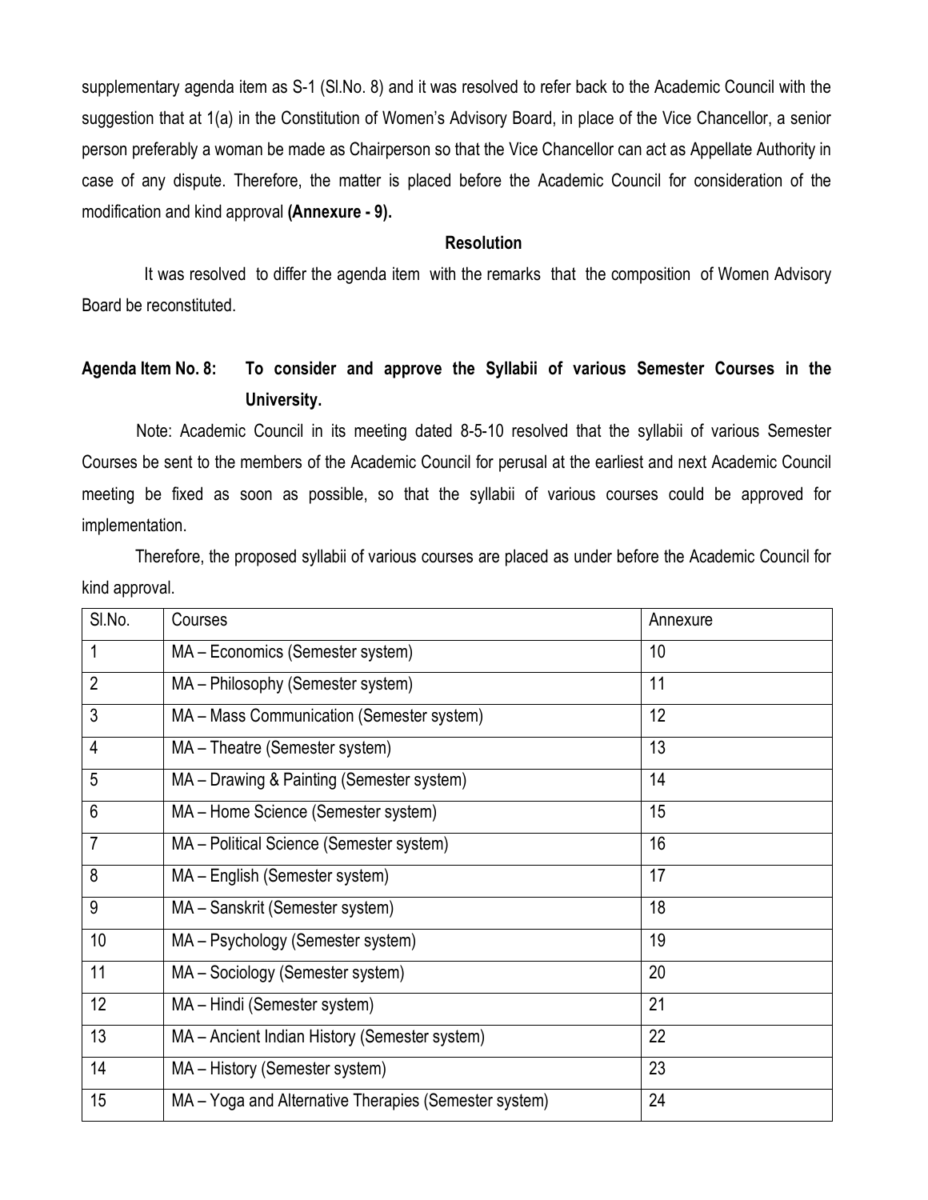supplementary agenda item as S-1 (Sl.No. 8) and it was resolved to refer back to the Academic Council with the suggestion that at 1(a) in the Constitution of Women's Advisory Board, in place of the Vice Chancellor, a senior person preferably a woman be made as Chairperson so that the Vice Chancellor can act as Appellate Authority in case of any dispute. Therefore, the matter is placed before the Academic Council for consideration of the modification and kind approval **(Annexure - 9).**

**Resolution**

It was resolved to differ the agenda item with the remarks that the composition of Women Advisory Board be reconstituted.

**Agenda Item No. 8: To consider and approve the Syllabii of various Semester Courses in the University.**

Note: Academic Council in its meeting dated 8-5-10 resolved that the syllabii of various Semester Courses be sent to the members of the Academic Council for perusal at the earliest and next Academic Council meeting be fixed as soon as possible, so that the syllabii of various courses could be approved for implementation.

Therefore, the proposed syllabii of various courses are placed as under before the Academic Council for kind approval.

| Sl.No. | Courses | Annexure |
|---|---|---|
| 1 | MA – Economics (Semester system) | 10 |
| 2 | MA – Philosophy (Semester system) | 11 |
| 3 | MA – Mass Communication (Semester system) | 12 |
| 4 | MA – Theatre (Semester system) | 13 |
| 5 | MA – Drawing & Painting (Semester system) | 14 |
| 6 | MA – Home Science (Semester system) | 15 |
| 7 | MA – Political Science (Semester system) | 16 |
| 8 | MA – English (Semester system) | 17 |
| 9 | MA – Sanskrit (Semester system) | 18 |
| 10 | MA – Psychology (Semester system) | 19 |
| 11 | MA – Sociology (Semester system) | 20 |
| 12 | MA – Hindi (Semester system) | 21 |
| 13 | MA – Ancient Indian History (Semester system) | 22 |
| 14 | MA – History (Semester system) | 23 |
| 15 | MA – Yoga and Alternative Therapies (Semester system) | 24 |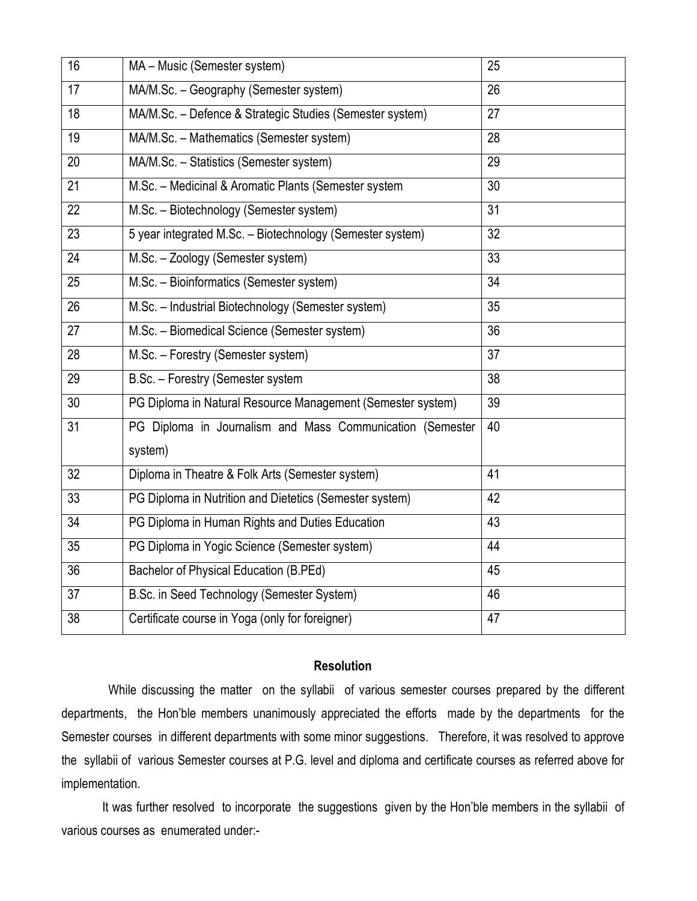| 16 | MA – Music (Semester system) | 25 |
|---|---|---|
| 17 | MA/M.Sc. – Geography (Semester system) | 26 |
| 18 | MA/M.Sc. – Defence & Strategic Studies (Semester system) | 27 |
| 19 | MA/M.Sc. – Mathematics (Semester system) | 28 |
| 20 | MA/M.Sc. – Statistics (Semester system) | 29 |
| 21 | M.Sc. – Medicinal & Aromatic Plants (Semester system | 30 |
| 22 | M.Sc. – Biotechnology (Semester system) | 31 |
| 23 | 5 year integrated M.Sc. – Biotechnology (Semester system) | 32 |
| 24 | M.Sc. – Zoology (Semester system) | 33 |
| 25 | M.Sc. – Bioinformatics (Semester system) | 34 |
| 26 | M.Sc. – Industrial Biotechnology (Semester system) | 35 |
| 27 | M.Sc. – Biomedical Science (Semester system) | 36 |
| 28 | M.Sc. – Forestry (Semester system) | 37 |
| 29 | B.Sc. – Forestry (Semester system | 38 |
| 30 | PG Diploma in Natural Resource Management (Semester system) | 39 |
| 31 | PG Diploma in Journalism and Mass Communication (Semester system) | 40 |
| 32 | Diploma in Theatre & Folk Arts (Semester system) | 41 |
| 33 | PG Diploma in Nutrition and Dietetics (Semester system) | 42 |
| 34 | PG Diploma in Human Rights and Duties Education | 43 |
| 35 | PG Diploma in Yogic Science (Semester system) | 44 |
| 36 | Bachelor of Physical Education (B.PEd) | 45 |
| 37 | B.Sc. in Seed Technology (Semester System) | 46 |
| 38 | Certificate course in Yoga (only for foreigner) | 47 |

**Resolution**

While discussing the matter on the syllabii of various semester courses prepared by the different departments, the Hon'ble members unanimously appreciated the efforts made by the departments for the Semester courses in different departments with some minor suggestions. Therefore, it was resolved to approve the syllabii of various Semester courses at P.G. level and diploma and certificate courses as referred above for implementation.

It was further resolved to incorporate the suggestions given by the Hon'ble members in the syllabii of various courses as enumerated under:-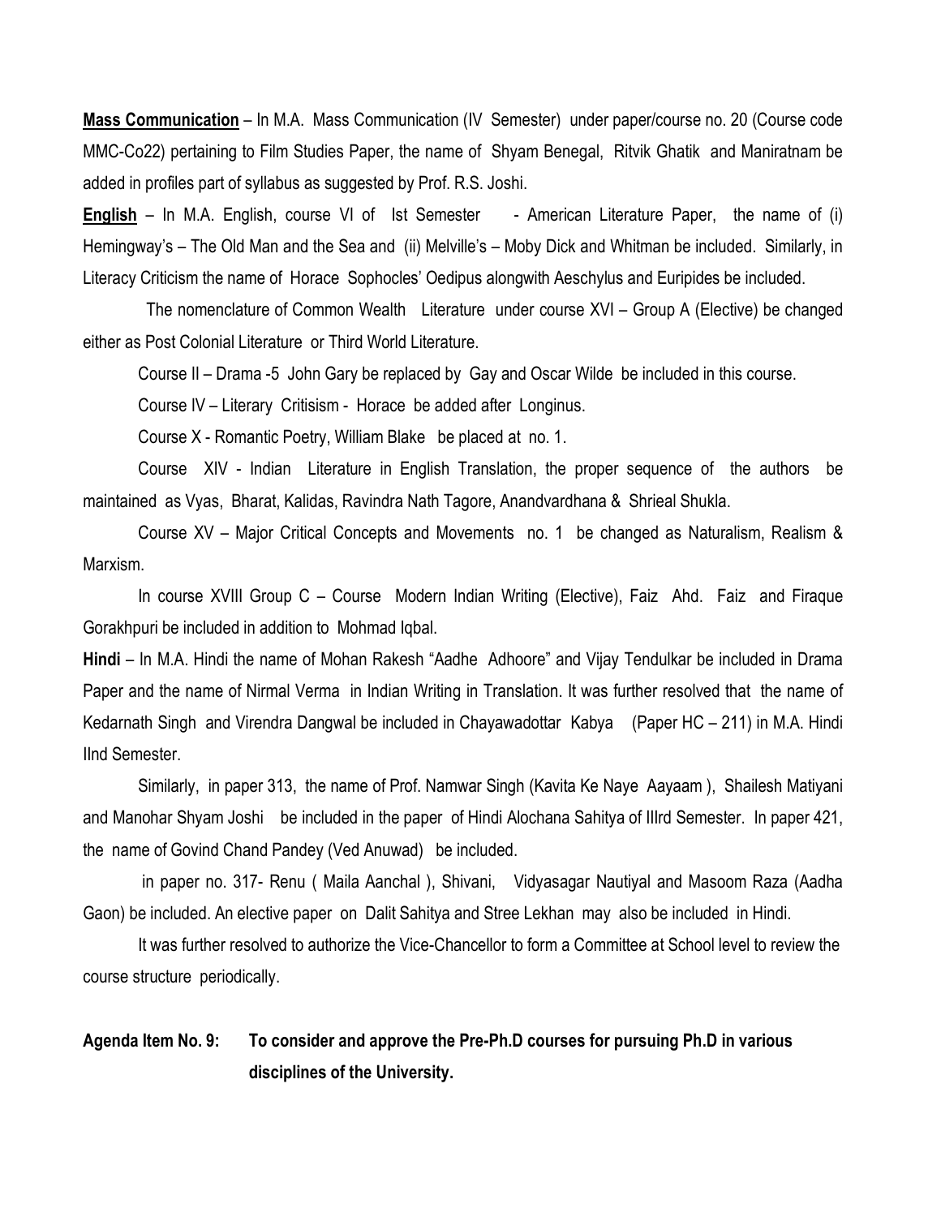**Mass Communication** – In M.A. Mass Communication (IV Semester) under paper/course no. 20 (Course code MMC-Co22) pertaining to Film Studies Paper, the name of Shyam Benegal, Ritvik Ghatik and Maniratnam be added in profiles part of syllabus as suggested by Prof. R.S. Joshi.

**English** – In M.A. English, course VI of Ist Semester - American Literature Paper, the name of (i) Hemingway's – The Old Man and the Sea and (ii) Melville's – Moby Dick and Whitman be included. Similarly, in Literacy Criticism the name of Horace Sophocles' Oedipus alongwith Aeschylus and Euripides be included.

The nomenclature of Common Wealth Literature under course XVI – Group A (Elective) be changed either as Post Colonial Literature or Third World Literature.

Course II – Drama -5 John Gary be replaced by Gay and Oscar Wilde be included in this course.

Course IV – Literary Critisism - Horace be added after Longinus.

Course X - Romantic Poetry, William Blake be placed at no. 1.

Course XIV - Indian Literature in English Translation, the proper sequence of the authors be maintained as Vyas, Bharat, Kalidas, Ravindra Nath Tagore, Anandvardhana & Shrieal Shukla.

Course XV – Major Critical Concepts and Movements no. 1 be changed as Naturalism, Realism & Marxism.

In course XVIII Group C – Course Modern Indian Writing (Elective), Faiz Ahd. Faiz and Firaque Gorakhpuri be included in addition to Mohmad Iqbal.

**Hindi** – In M.A. Hindi the name of Mohan Rakesh "Aadhe Adhoore" and Vijay Tendulkar be included in Drama Paper and the name of Nirmal Verma in Indian Writing in Translation. It was further resolved that the name of Kedarnath Singh and Virendra Dangwal be included in Chayawadottar Kabya (Paper HC – 211) in M.A. Hindi IInd Semester.

Similarly, in paper 313, the name of Prof. Namwar Singh (Kavita Ke Naye Aayaam ), Shailesh Matiyani and Manohar Shyam Joshi be included in the paper of Hindi Alochana Sahitya of IIIrd Semester. In paper 421, the name of Govind Chand Pandey (Ved Anuwad) be included.

in paper no. 317- Renu ( Maila Aanchal ), Shivani, Vidyasagar Nautiyal and Masoom Raza (Aadha Gaon) be included. An elective paper on Dalit Sahitya and Stree Lekhan may also be included in Hindi.

It was further resolved to authorize the Vice-Chancellor to form a Committee at School level to review the course structure periodically.

**Agenda Item No. 9: To consider and approve the Pre-Ph.D courses for pursuing Ph.D in various disciplines of the University.**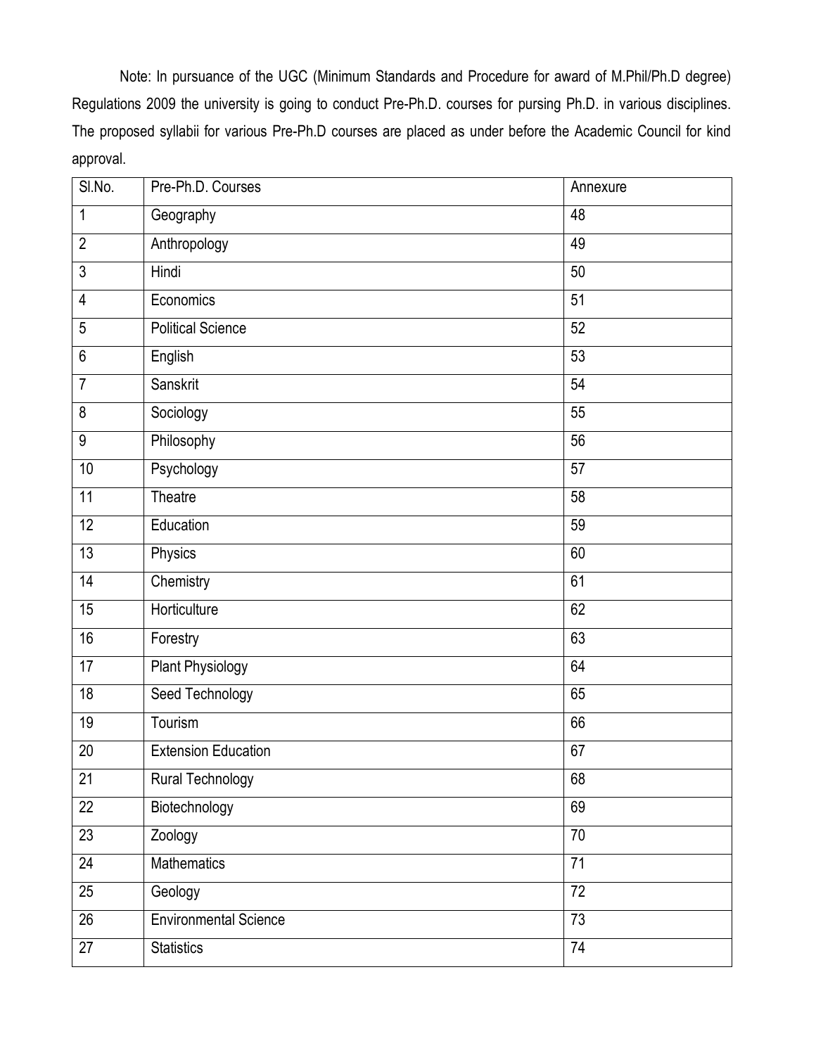Note: In pursuance of the UGC (Minimum Standards and Procedure for award of M.Phil/Ph.D degree) Regulations 2009 the university is going to conduct Pre-Ph.D. courses for pursing Ph.D. in various disciplines. The proposed syllabii for various Pre-Ph.D courses are placed as under before the Academic Council for kind approval.

| Sl.No. | Pre-Ph.D. Courses | Annexure |
|---|---|---|
| 1 | Geography | 48 |
| 2 | Anthropology | 49 |
| 3 | Hindi | 50 |
| 4 | Economics | 51 |
| 5 | Political Science | 52 |
| 6 | English | 53 |
| 7 | Sanskrit | 54 |
| 8 | Sociology | 55 |
| 9 | Philosophy | 56 |
| 10 | Psychology | 57 |
| 11 | Theatre | 58 |
| 12 | Education | 59 |
| 13 | Physics | 60 |
| 14 | Chemistry | 61 |
| 15 | Horticulture | 62 |
| 16 | Forestry | 63 |
| 17 | Plant Physiology | 64 |
| 18 | Seed Technology | 65 |
| 19 | Tourism | 66 |
| 20 | Extension Education | 67 |
| 21 | Rural Technology | 68 |
| 22 | Biotechnology | 69 |
| 23 | Zoology | 70 |
| 24 | Mathematics | 71 |
| 25 | Geology | 72 |
| 26 | Environmental Science | 73 |
| 27 | Statistics | 74 |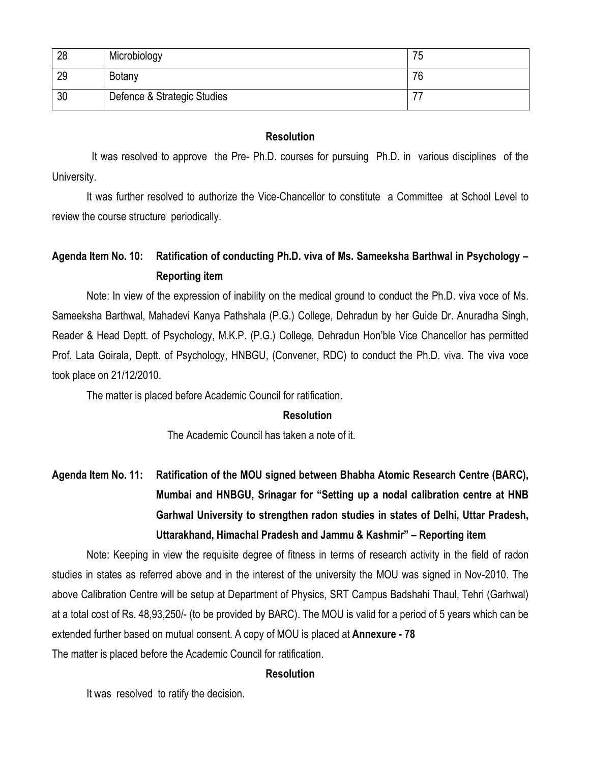| 28 | Microbiology | 75 |
|---|---|---|
| 29 | Botany | 76 |
| 30 | Defence & Strategic Studies | 77 |

**Resolution**

It was resolved to approve the Pre- Ph.D. courses for pursuing Ph.D. in various disciplines of the University.

It was further resolved to authorize the Vice-Chancellor to constitute a Committee at School Level to review the course structure periodically.

**Agenda Item No. 10: Ratification of conducting Ph.D. viva of Ms. Sameeksha Barthwal in Psychology – Reporting item**

Note: In view of the expression of inability on the medical ground to conduct the Ph.D. viva voce of Ms. Sameeksha Barthwal, Mahadevi Kanya Pathshala (P.G.) College, Dehradun by her Guide Dr. Anuradha Singh, Reader & Head Deptt. of Psychology, M.K.P. (P.G.) College, Dehradun Hon'ble Vice Chancellor has permitted Prof. Lata Goirala, Deptt. of Psychology, HNBGU, (Convener, RDC) to conduct the Ph.D. viva. The viva voce took place on 21/12/2010.

The matter is placed before Academic Council for ratification.

**Resolution**

The Academic Council has taken a note of it.

**Agenda Item No. 11: Ratification of the MOU signed between Bhabha Atomic Research Centre (BARC), Mumbai and HNBGU, Srinagar for "Setting up a nodal calibration centre at HNB Garhwal University to strengthen radon studies in states of Delhi, Uttar Pradesh, Uttarakhand, Himachal Pradesh and Jammu & Kashmir" – Reporting item**

Note: Keeping in view the requisite degree of fitness in terms of research activity in the field of radon studies in states as referred above and in the interest of the university the MOU was signed in Nov-2010. The above Calibration Centre will be setup at Department of Physics, SRT Campus Badshahi Thaul, Tehri (Garhwal) at a total cost of Rs. 48,93,250/- (to be provided by BARC). The MOU is valid for a period of 5 years which can be extended further based on mutual consent. A copy of MOU is placed at **Annexure - 78**

The matter is placed before the Academic Council for ratification.

**Resolution**

It was resolved to ratify the decision.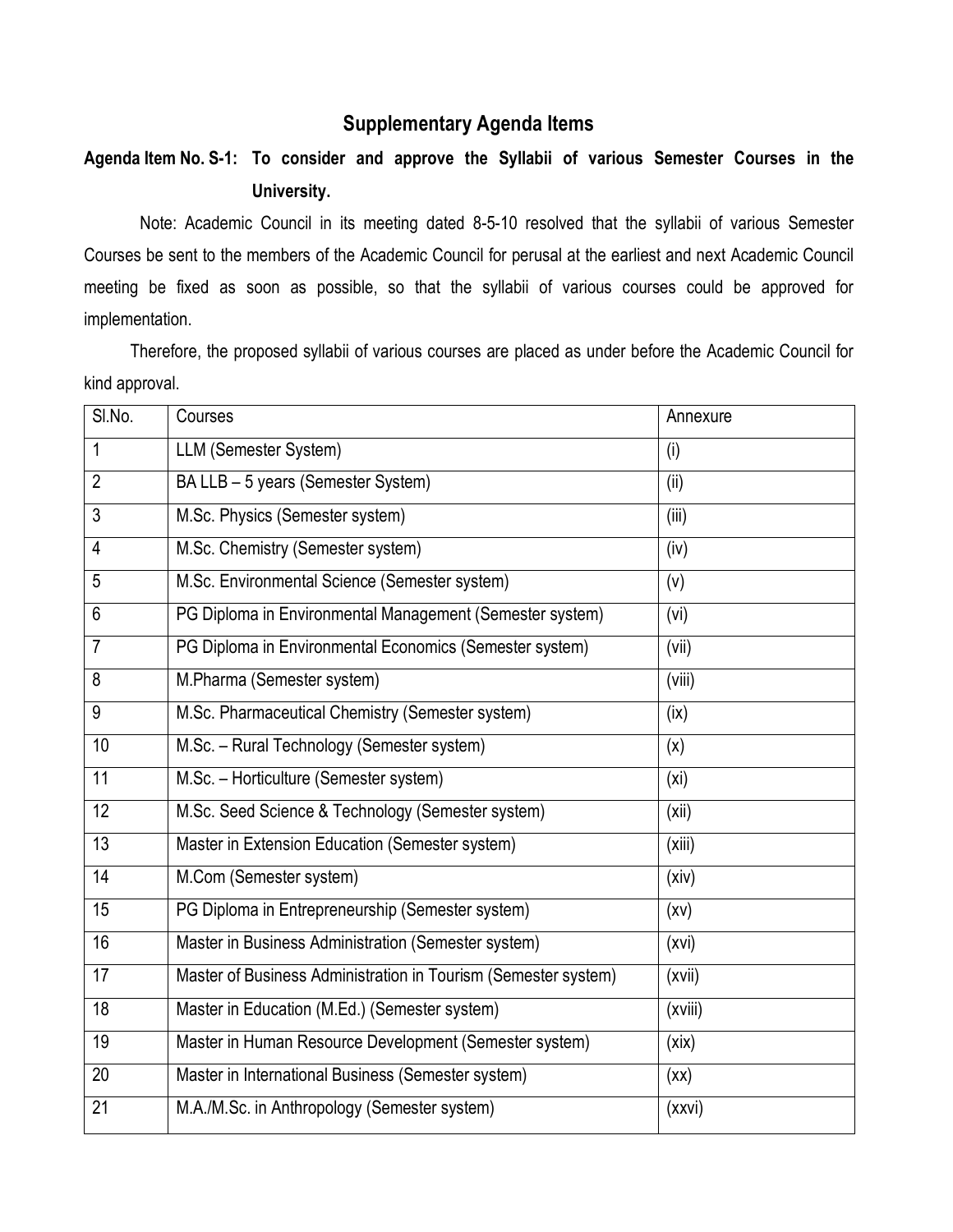## Supplementary Agenda Items

**Agenda Item No. S-1: To consider and approve the Syllabii of various Semester Courses in the University.**

Note: Academic Council in its meeting dated 8-5-10 resolved that the syllabii of various Semester Courses be sent to the members of the Academic Council for perusal at the earliest and next Academic Council meeting be fixed as soon as possible, so that the syllabii of various courses could be approved for implementation.

Therefore, the proposed syllabii of various courses are placed as under before the Academic Council for kind approval.

| Sl.No. | Courses | Annexure |
|---|---|---|
| 1 | LLM (Semester System) | (i) |
| 2 | BA LLB – 5 years (Semester System) | (ii) |
| 3 | M.Sc. Physics (Semester system) | (iii) |
| 4 | M.Sc. Chemistry (Semester system) | (iv) |
| 5 | M.Sc. Environmental Science (Semester system) | (v) |
| 6 | PG Diploma in Environmental Management (Semester system) | (vi) |
| 7 | PG Diploma in Environmental Economics (Semester system) | (vii) |
| 8 | M.Pharma (Semester system) | (viii) |
| 9 | M.Sc. Pharmaceutical Chemistry (Semester system) | (ix) |
| 10 | M.Sc. – Rural Technology (Semester system) | (x) |
| 11 | M.Sc. – Horticulture (Semester system) | (xi) |
| 12 | M.Sc. Seed Science & Technology (Semester system) | (xii) |
| 13 | Master in Extension Education (Semester system) | (xiii) |
| 14 | M.Com (Semester system) | (xiv) |
| 15 | PG Diploma in Entrepreneurship (Semester system) | (xv) |
| 16 | Master in Business Administration (Semester system) | (xvi) |
| 17 | Master of Business Administration in Tourism (Semester system) | (xvii) |
| 18 | Master in Education (M.Ed.) (Semester system) | (xviii) |
| 19 | Master in Human Resource Development (Semester system) | (xix) |
| 20 | Master in International Business (Semester system) | (xx) |
| 21 | M.A./M.Sc. in Anthropology (Semester system) | (xxvi) |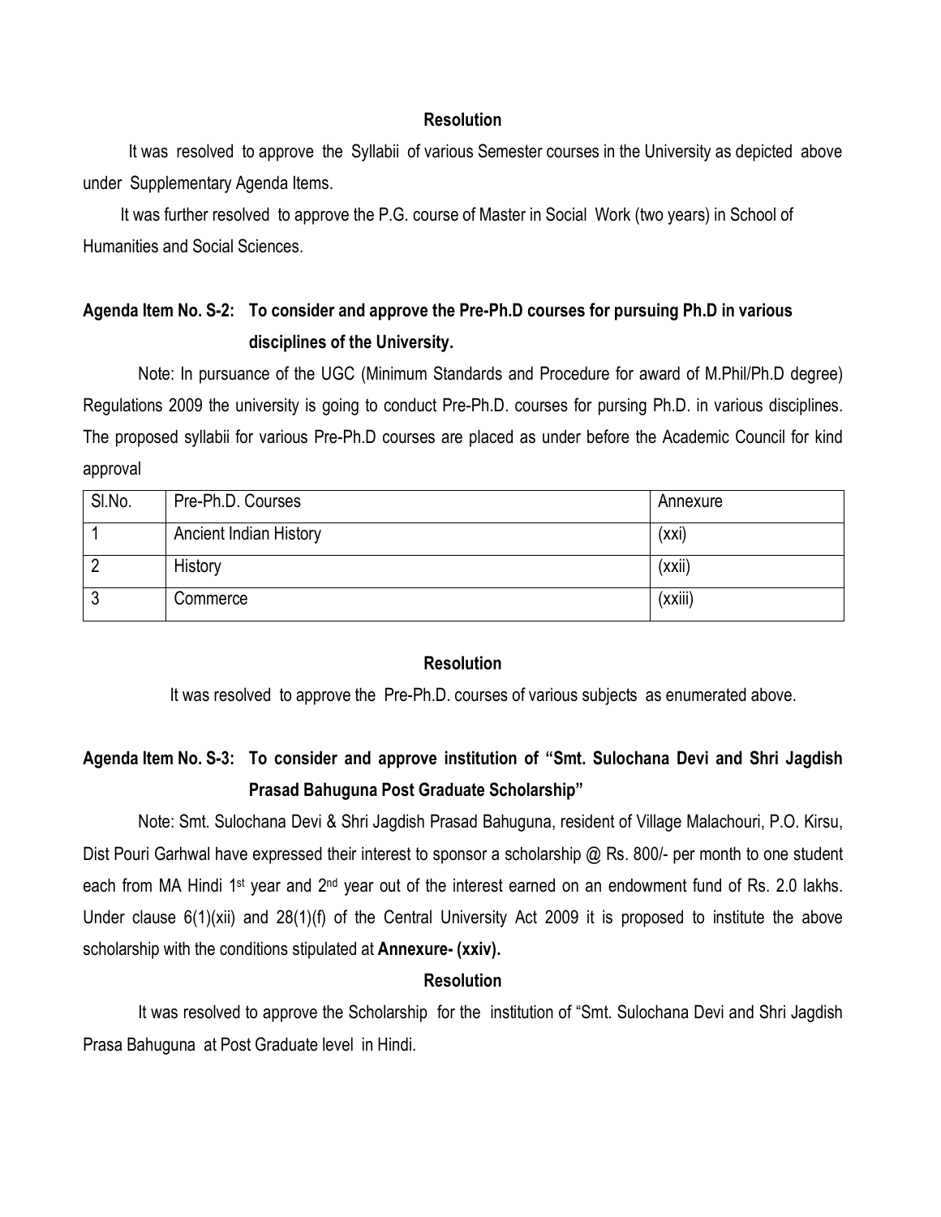**Resolution**

It was resolved to approve the Syllabii of various Semester courses in the University as depicted above under Supplementary Agenda Items.

It was further resolved to approve the P.G. course of Master in Social Work (two years) in School of Humanities and Social Sciences.

**Agenda Item No. S-2: To consider and approve the Pre-Ph.D courses for pursuing Ph.D in various disciplines of the University.**

Note: In pursuance of the UGC (Minimum Standards and Procedure for award of M.Phil/Ph.D degree) Regulations 2009 the university is going to conduct Pre-Ph.D. courses for pursing Ph.D. in various disciplines. The proposed syllabii for various Pre-Ph.D courses are placed as under before the Academic Council for kind approval

| Sl.No. | Pre-Ph.D. Courses | Annexure |
|---|---|---|
| 1 | Ancient Indian History | (xxi) |
| 2 | History | (xxii) |
| 3 | Commerce | (xxiii) |

**Resolution**

It was resolved to approve the Pre-Ph.D. courses of various subjects as enumerated above.

**Agenda Item No. S-3: To consider and approve institution of "Smt. Sulochana Devi and Shri Jagdish Prasad Bahuguna Post Graduate Scholarship"**

Note: Smt. Sulochana Devi & Shri Jagdish Prasad Bahuguna, resident of Village Malachouri, P.O. Kirsu, Dist Pouri Garhwal have expressed their interest to sponsor a scholarship @ Rs. 800/- per month to one student each from MA Hindi 1st year and 2nd year out of the interest earned on an endowment fund of Rs. 2.0 lakhs. Under clause 6(1)(xii) and 28(1)(f) of the Central University Act 2009 it is proposed to institute the above scholarship with the conditions stipulated at **Annexure- (xxiv).**

**Resolution**

It was resolved to approve the Scholarship for the institution of "Smt. Sulochana Devi and Shri Jagdish Prasa Bahuguna at Post Graduate level in Hindi.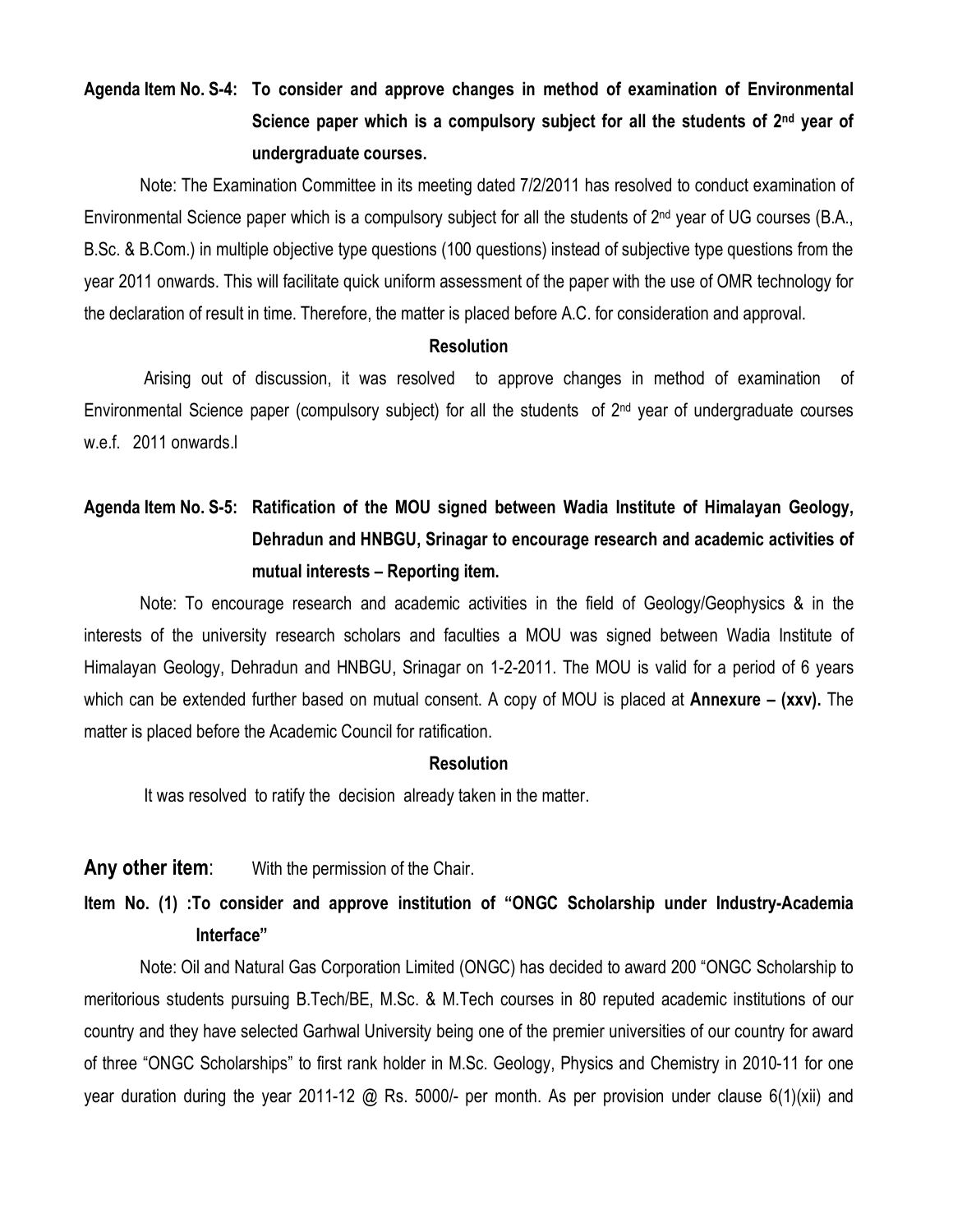**Agenda Item No. S-4: To consider and approve changes in method of examination of Environmental Science paper which is a compulsory subject for all the students of 2nd year of undergraduate courses.**

Note: The Examination Committee in its meeting dated 7/2/2011 has resolved to conduct examination of Environmental Science paper which is a compulsory subject for all the students of 2nd year of UG courses (B.A., B.Sc. & B.Com.) in multiple objective type questions (100 questions) instead of subjective type questions from the year 2011 onwards. This will facilitate quick uniform assessment of the paper with the use of OMR technology for the declaration of result in time. Therefore, the matter is placed before A.C. for consideration and approval.

**Resolution**

Arising out of discussion, it was resolved to approve changes in method of examination of Environmental Science paper (compulsory subject) for all the students of 2nd year of undergraduate courses w.e.f. 2011 onwards.l

**Agenda Item No. S-5: Ratification of the MOU signed between Wadia Institute of Himalayan Geology, Dehradun and HNBGU, Srinagar to encourage research and academic activities of mutual interests – Reporting item.**

Note: To encourage research and academic activities in the field of Geology/Geophysics & in the interests of the university research scholars and faculties a MOU was signed between Wadia Institute of Himalayan Geology, Dehradun and HNBGU, Srinagar on 1-2-2011. The MOU is valid for a period of 6 years which can be extended further based on mutual consent. A copy of MOU is placed at **Annexure – (xxv).** The matter is placed before the Academic Council for ratification.

**Resolution**

It was resolved to ratify the decision already taken in the matter.

**Any other item**: With the permission of the Chair.

**Item No. (1) :To consider and approve institution of "ONGC Scholarship under Industry-Academia Interface"**

Note: Oil and Natural Gas Corporation Limited (ONGC) has decided to award 200 "ONGC Scholarship to meritorious students pursuing B.Tech/BE, M.Sc. & M.Tech courses in 80 reputed academic institutions of our country and they have selected Garhwal University being one of the premier universities of our country for award of three "ONGC Scholarships" to first rank holder in M.Sc. Geology, Physics and Chemistry in 2010-11 for one year duration during the year 2011-12 @ Rs. 5000/- per month. As per provision under clause 6(1)(xii) and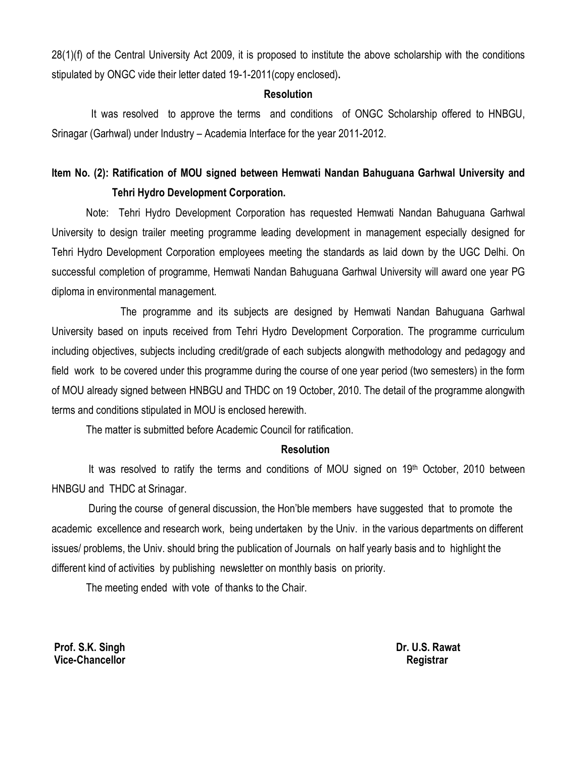28(1)(f) of the Central University Act 2009, it is proposed to institute the above scholarship with the conditions stipulated by ONGC vide their letter dated 19-1-2011(copy enclosed).

**Resolution**

It was resolved to approve the terms and conditions of ONGC Scholarship offered to HNBGU, Srinagar (Garhwal) under Industry – Academia Interface for the year 2011-2012.

**Item No. (2): Ratification of MOU signed between Hemwati Nandan Bahuguana Garhwal University and Tehri Hydro Development Corporation.**

Note: Tehri Hydro Development Corporation has requested Hemwati Nandan Bahuguana Garhwal University to design trailer meeting programme leading development in management especially designed for Tehri Hydro Development Corporation employees meeting the standards as laid down by the UGC Delhi. On successful completion of programme, Hemwati Nandan Bahuguana Garhwal University will award one year PG diploma in environmental management.

The programme and its subjects are designed by Hemwati Nandan Bahuguana Garhwal University based on inputs received from Tehri Hydro Development Corporation. The programme curriculum including objectives, subjects including credit/grade of each subjects alongwith methodology and pedagogy and field work to be covered under this programme during the course of one year period (two semesters) in the form of MOU already signed between HNBGU and THDC on 19 October, 2010. The detail of the programme alongwith terms and conditions stipulated in MOU is enclosed herewith.

The matter is submitted before Academic Council for ratification.

**Resolution**

It was resolved to ratify the terms and conditions of MOU signed on 19th October, 2010 between HNBGU and THDC at Srinagar.

During the course of general discussion, the Hon'ble members have suggested that to promote the academic excellence and research work, being undertaken by the Univ. in the various departments on different issues/ problems, the Univ. should bring the publication of Journals on half yearly basis and to highlight the different kind of activities by publishing newsletter on monthly basis on priority.

The meeting ended with vote of thanks to the Chair.

**Prof. S.K. Singh**
**Vice-Chancellor**

**Dr. U.S. Rawat**
**Registrar**